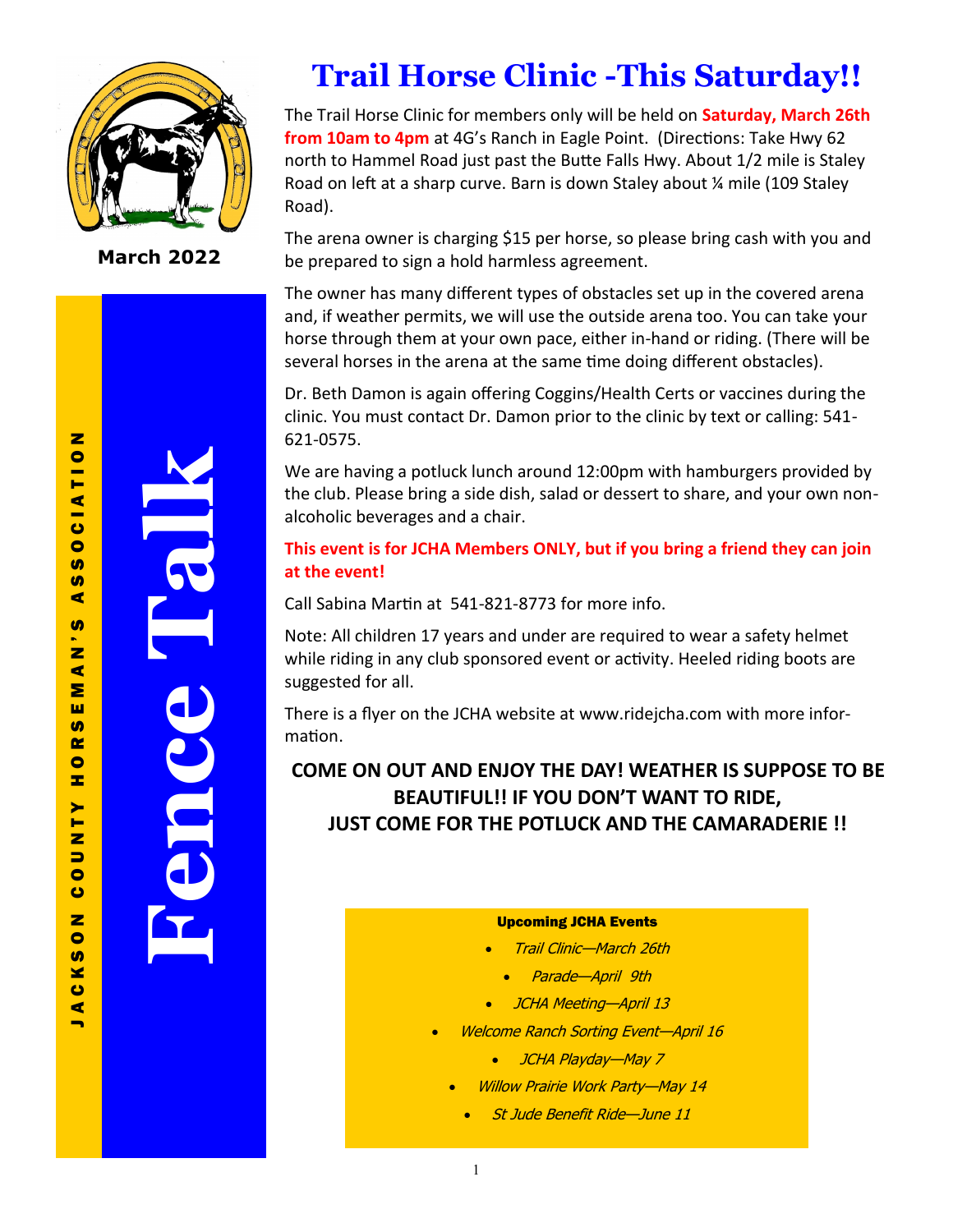March 2022

JACKSON COUNTY HORSEMAN'S ASSOCIATION

# Fence Talk

# Trail Horse Clinic -This Saturday!!

The Trail Horse Clinic for members only will be held on **Saturday, March 26th from 10am to 4pm** at 4G's Ranch in Eagle Point. (Directions: Take Hwy 62 north to Hammel Road just past the Butte Falls Hwy. About 1/2 mile is Staley Road on left at a sharp curve. Barn is down Staley about ¼ mile (109 Staley Road).

The arena owner is charging $15 per horse, so please bring cash with you and be prepared to sign a hold harmless agreement.

The owner has many different types of obstacles set up in the covered arena and, if weather permits, we will use the outside arena too. You can take your horse through them at your own pace, either in-hand or riding. (There will be several horses in the arena at the same time doing different obstacles).

Dr. Beth Damon is again offering Coggins/Health Certs or vaccines during the clinic. You must contact Dr. Damon prior to the clinic by text or calling: 541-621-0575.

We are having a potluck lunch around 12:00pm with hamburgers provided by the club. Please bring a side dish, salad or dessert to share, and your own non-alcoholic beverages and a chair.

**This event is for JCHA Members ONLY, but if you bring a friend they can join at the event!**

Call Sabina Martin at 541-821-8773 for more info.

Note: All children 17 years and under are required to wear a safety helmet while riding in any club sponsored event or activity. Heeled riding boots are suggested for all.

There is a flyer on the JCHA website at www.ridejcha.com with more information.

**COME ON OUT AND ENJOY THE DAY! WEATHER IS SUPPOSE TO BE BEAUTIFUL!! IF YOU DON'T WANT TO RIDE, JUST COME FOR THE POTLUCK AND THE CAMARADERIE !!**

**Upcoming JCHA Events**

- *Trail Clinic—March 26th*
- *Parade—April 9th*
- *JCHA Meeting—April 13*
- *Welcome Ranch Sorting Event—April 16*
- *JCHA Playday—May 7*
- *Willow Prairie Work Party—May 14*
- *St Jude Benefit Ride—June 11*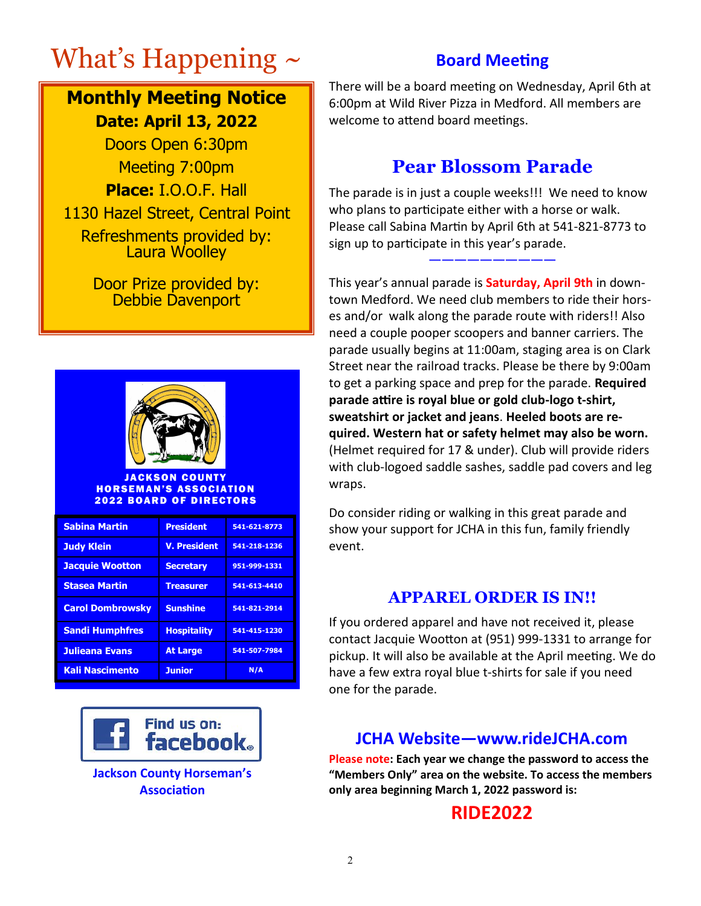# What's Happening ~

**Monthly Meeting Notice**

**Date: April 13, 2022**

Doors Open 6:30pm

Meeting 7:00pm

**Place:** I.O.O.F. Hall

1130 Hazel Street, Central Point

Refreshments provided by: Laura Woolley

Door Prize provided by: Debbie Davenport

**JACKSON COUNTY HORSEMAN'S ASSOCIATION 2022 BOARD OF DIRECTORS**

| Name | Position | Phone |
|---|---|---|
| Sabina Martin | President | 541-621-8773 |
| Judy Klein | V. President | 541-218-1236 |
| Jacquie Wootton | Secretary | 951-999-1331 |
| Stasea Martin | Treasurer | 541-613-4410 |
| Carol Dombrowsky | Sunshine | 541-821-2914 |
| Sandi Humphfres | Hospitality | 541-415-1230 |
| Julieana Evans | At Large | 541-507-7984 |
| Kali Nascimento | Junior | N/A |

Find us on: facebook

Jackson County Horseman's Association

## Board Meeting

There will be a board meeting on Wednesday, April 6th at 6:00pm at Wild River Pizza in Medford. All members are welcome to attend board meetings.

## Pear Blossom Parade

The parade is in just a couple weeks!!! We need to know who plans to participate either with a horse or walk. Please call Sabina Martin by April 6th at 541-821-8773 to sign up to participate in this year's parade.

———————————

This year's annual parade is **Saturday, April 9th** in downtown Medford. We need club members to ride their horses and/or walk along the parade route with riders!! Also need a couple pooper scoopers and banner carriers. The parade usually begins at 11:00am, staging area is on Clark Street near the railroad tracks. Please be there by 9:00am to get a parking space and prep for the parade. **Required parade attire is royal blue or gold club-logo t-shirt, sweatshirt or jacket and jeans**. **Heeled boots are required. Western hat or safety helmet may also be worn.** (Helmet required for 17 & under). Club will provide riders with club-logoed saddle sashes, saddle pad covers and leg wraps.

Do consider riding or walking in this great parade and show your support for JCHA in this fun, family friendly event.

## APPAREL ORDER IS IN!!

If you ordered apparel and have not received it, please contact Jacquie Wootton at (951) 999-1331 to arrange for pickup. It will also be available at the April meeting. We do have a few extra royal blue t-shirts for sale if you need one for the parade.

## JCHA Website—www.rideJCHA.com

**Please note: Each year we change the password to access the "Members Only" area on the website. To access the members only area beginning March 1, 2022 password is:**

**RIDE2022**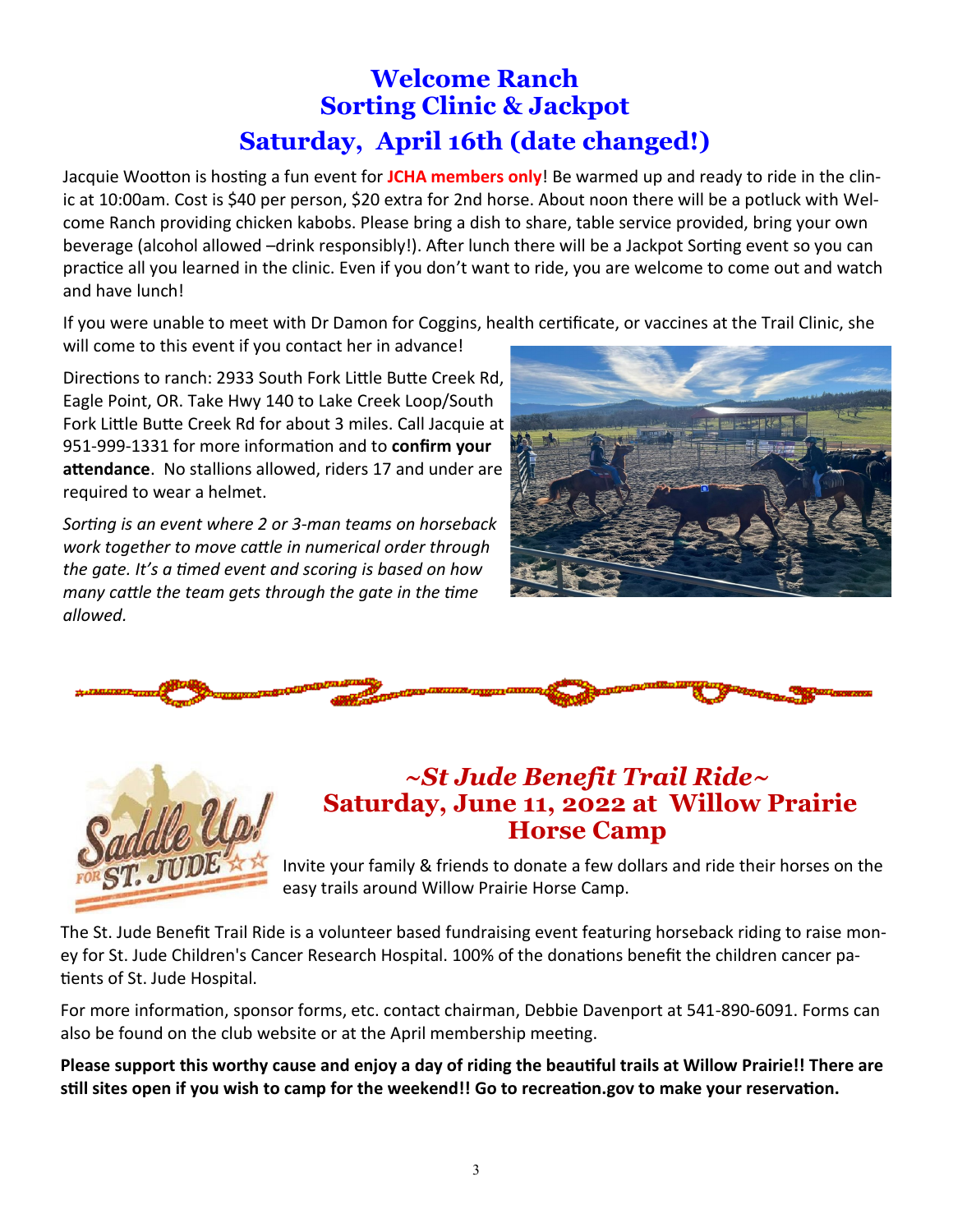# Welcome Ranch Sorting Clinic & Jackpot

## Saturday, April 16th (date changed!)

Jacquie Wootton is hosting a fun event for **JCHA members only**! Be warmed up and ready to ride in the clinic at 10:00am. Cost is $40 per person, $20 extra for 2nd horse. About noon there will be a potluck with Welcome Ranch providing chicken kabobs. Please bring a dish to share, table service provided, bring your own beverage (alcohol allowed –drink responsibly!). After lunch there will be a Jackpot Sorting event so you can practice all you learned in the clinic. Even if you don't want to ride, you are welcome to come out and watch and have lunch!

If you were unable to meet with Dr Damon for Coggins, health certificate, or vaccines at the Trail Clinic, she will come to this event if you contact her in advance!

Directions to ranch: 2933 South Fork Little Butte Creek Rd, Eagle Point, OR. Take Hwy 140 to Lake Creek Loop/South Fork Little Butte Creek Rd for about 3 miles. Call Jacquie at 951-999-1331 for more information and to **confirm your attendance**. No stallions allowed, riders 17 and under are required to wear a helmet.

*Sorting is an event where 2 or 3-man teams on horseback work together to move cattle in numerical order through the gate. It's a timed event and scoring is based on how many cattle the team gets through the gate in the time allowed.*

# *~St Jude Benefit Trail Ride~*

## Saturday, June 11, 2022 at Willow Prairie Horse Camp

Invite your family & friends to donate a few dollars and ride their horses on the easy trails around Willow Prairie Horse Camp.

The St. Jude Benefit Trail Ride is a volunteer based fundraising event featuring horseback riding to raise money for St. Jude Children's Cancer Research Hospital. 100% of the donations benefit the children cancer patients of St. Jude Hospital.

For more information, sponsor forms, etc. contact chairman, Debbie Davenport at 541-890-6091. Forms can also be found on the club website or at the April membership meeting.

**Please support this worthy cause and enjoy a day of riding the beautiful trails at Willow Prairie!! There are still sites open if you wish to camp for the weekend!! Go to recreation.gov to make your reservation.**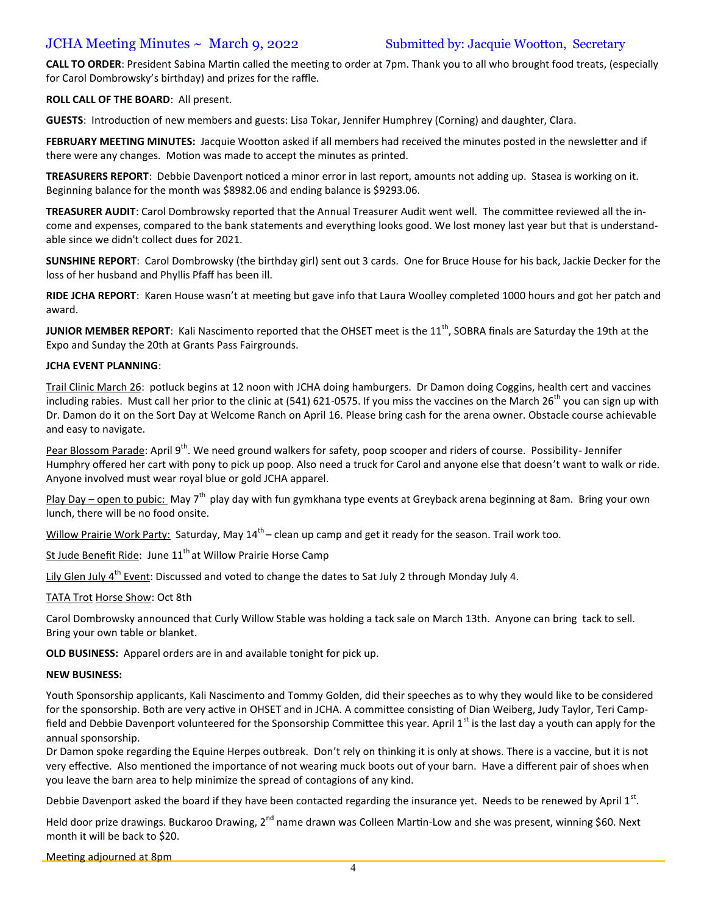## JCHA Meeting Minutes ~ March 9, 2022

Submitted by: Jacquie Wootton, Secretary

**CALL TO ORDER**: President Sabina Martin called the meeting to order at 7pm. Thank you to all who brought food treats, (especially for Carol Dombrowsky's birthday) and prizes for the raffle.

**ROLL CALL OF THE BOARD**: All present.

**GUESTS**: Introduction of new members and guests: Lisa Tokar, Jennifer Humphrey (Corning) and daughter, Clara.

**FEBRUARY MEETING MINUTES:** Jacquie Wootton asked if all members had received the minutes posted in the newsletter and if there were any changes. Motion was made to accept the minutes as printed.

**TREASURERS REPORT**: Debbie Davenport noticed a minor error in last report, amounts not adding up. Stasea is working on it. Beginning balance for the month was $8982.06 and ending balance is $9293.06.

**TREASURER AUDIT**: Carol Dombrowsky reported that the Annual Treasurer Audit went well. The committee reviewed all the income and expenses, compared to the bank statements and everything looks good. We lost money last year but that is understandable since we didn't collect dues for 2021.

**SUNSHINE REPORT**: Carol Dombrowsky (the birthday girl) sent out 3 cards. One for Bruce House for his back, Jackie Decker for the loss of her husband and Phyllis Pfaff has been ill.

**RIDE JCHA REPORT**: Karen House wasn't at meeting but gave info that Laura Woolley completed 1000 hours and got her patch and award.

**JUNIOR MEMBER REPORT**: Kali Nascimento reported that the OHSET meet is the 11th, SOBRA finals are Saturday the 19th at the Expo and Sunday the 20th at Grants Pass Fairgrounds.

**JCHA EVENT PLANNING**:

Trail Clinic March 26: potluck begins at 12 noon with JCHA doing hamburgers. Dr Damon doing Coggins, health cert and vaccines including rabies. Must call her prior to the clinic at (541) 621-0575. If you miss the vaccines on the March 26th you can sign up with Dr. Damon do it on the Sort Day at Welcome Ranch on April 16. Please bring cash for the arena owner. Obstacle course achievable and easy to navigate.

Pear Blossom Parade: April 9th. We need ground walkers for safety, poop scooper and riders of course. Possibility- Jennifer Humphry offered her cart with pony to pick up poop. Also need a truck for Carol and anyone else that doesn't want to walk or ride. Anyone involved must wear royal blue or gold JCHA apparel.

Play Day – open to pubic: May 7th play day with fun gymkhana type events at Greyback arena beginning at 8am. Bring your own lunch, there will be no food onsite.

Willow Prairie Work Party: Saturday, May 14th – clean up camp and get it ready for the season. Trail work too.

St Jude Benefit Ride: June 11th at Willow Prairie Horse Camp

Lily Glen July 4th Event: Discussed and voted to change the dates to Sat July 2 through Monday July 4.

TATA Trot Horse Show: Oct 8th

Carol Dombrowsky announced that Curly Willow Stable was holding a tack sale on March 13th. Anyone can bring tack to sell. Bring your own table or blanket.

**OLD BUSINESS:** Apparel orders are in and available tonight for pick up.

**NEW BUSINESS:**

Youth Sponsorship applicants, Kali Nascimento and Tommy Golden, did their speeches as to why they would like to be considered for the sponsorship. Both are very active in OHSET and in JCHA. A committee consisting of Dian Weiberg, Judy Taylor, Teri Campfield and Debbie Davenport volunteered for the Sponsorship Committee this year. April 1st is the last day a youth can apply for the annual sponsorship.

Dr Damon spoke regarding the Equine Herpes outbreak. Don't rely on thinking it is only at shows. There is a vaccine, but it is not very effective. Also mentioned the importance of not wearing muck boots out of your barn. Have a different pair of shoes when you leave the barn area to help minimize the spread of contagions of any kind.

Debbie Davenport asked the board if they have been contacted regarding the insurance yet. Needs to be renewed by April 1st.

Held door prize drawings. Buckaroo Drawing, 2nd name drawn was Colleen Martin-Low and she was present, winning $60. Next month it will be back to $20.

Meeting adjourned at 8pm